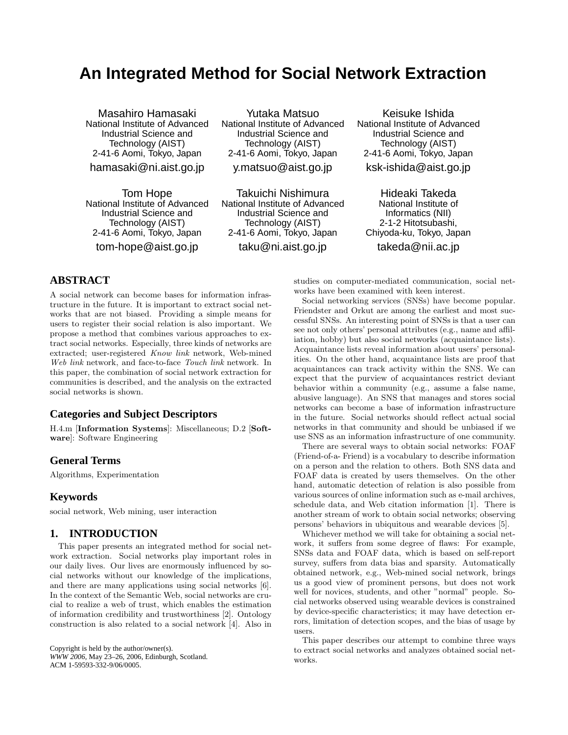# An Integrated Method for Social Network Extraction

Masahiro Hamasaki
National Institute of Advanced Industrial Science and Technology (AIST)
2-41-6 Aomi, Tokyo, Japan
hamasaki@ni.aist.go.jp

Yutaka Matsuo
National Institute of Advanced Industrial Science and Technology (AIST)
2-41-6 Aomi, Tokyo, Japan
y.matsuo@aist.go.jp

Keisuke Ishida
National Institute of Advanced Industrial Science and Technology (AIST)
2-41-6 Aomi, Tokyo, Japan
ksk-ishida@aist.go.jp

Tom Hope
National Institute of Advanced Industrial Science and Technology (AIST)
2-41-6 Aomi, Tokyo, Japan
tom-hope@aist.go.jp

Takuichi Nishimura
National Institute of Advanced Industrial Science and Technology (AIST)
2-41-6 Aomi, Tokyo, Japan
taku@ni.aist.go.jp

Hideaki Takeda
National Institute of Informatics (NII)
2-1-2 Hitotsubashi, Chiyoda-ku, Tokyo, Japan
takeda@nii.ac.jp

## ABSTRACT

A social network can become bases for information infrastructure in the future. It is important to extract social networks that are not biased. Providing a simple means for users to register their social relation is also important. We propose a method that combines various approaches to extract social networks. Especially, three kinds of networks are extracted; user-registered *Know link* network, Web-mined *Web link* network, and face-to-face *Touch link* network. In this paper, the combination of social network extraction for communities is described, and the analysis on the extracted social networks is shown.

### Categories and Subject Descriptors

H.4.m [**Information Systems**]: Miscellaneous; D.2 [**Software**]: Software Engineering

### General Terms

Algorithms, Experimentation

### Keywords

social network, Web mining, user interaction

## 1. INTRODUCTION

This paper presents an integrated method for social network extraction. Social networks play important roles in our daily lives. Our lives are enormously influenced by social networks without our knowledge of the implications, and there are many applications using social networks [6]. In the context of the Semantic Web, social networks are crucial to realize a web of trust, which enables the estimation of information credibility and trustworthiness [2]. Ontology construction is also related to a social network [4]. Also in studies on computer-mediated communication, social networks have been examined with keen interest.

Social networking services (SNSs) have become popular. Friendster and Orkut are among the earliest and most successful SNSs. An interesting point of SNSs is that a user can see not only others' personal attributes (e.g., name and affiliation, hobby) but also social networks (acquaintance lists). Acquaintance lists reveal information about users' personalities. On the other hand, acquaintance lists are proof that acquaintances can track activity within the SNS. We can expect that the purview of acquaintances restrict deviant behavior within a community (e.g., assume a false name, abusive language). An SNS that manages and stores social networks can become a base of information infrastructure in the future. Social networks should reflect actual social networks in that community and should be unbiased if we use SNS as an information infrastructure of one community.

There are several ways to obtain social networks: FOAF (Friend-of-a- Friend) is a vocabulary to describe information on a person and the relation to others. Both SNS data and FOAF data is created by users themselves. On the other hand, automatic detection of relation is also possible from various sources of online information such as e-mail archives, schedule data, and Web citation information [1]. There is another stream of work to obtain social networks; observing persons' behaviors in ubiquitous and wearable devices [5].

Whichever method we will take for obtaining a social network, it suffers from some degree of flaws: For example, SNSs data and FOAF data, which is based on self-report survey, suffers from data bias and sparsity. Automatically obtained network, e.g., Web-mined social network, brings us a good view of prominent persons, but does not work well for novices, students, and other "normal" people. Social networks observed using wearable devices is constrained by device-specific characteristics; it may have detection errors, limitation of detection scopes, and the bias of usage by users.

This paper describes our attempt to combine three ways to extract social networks and analyzes obtained social networks.

Copyright is held by the author/owner(s).
*WWW 2006*, May 23–26, 2006, Edinburgh, Scotland.
ACM 1-59593-332-9/06/0005.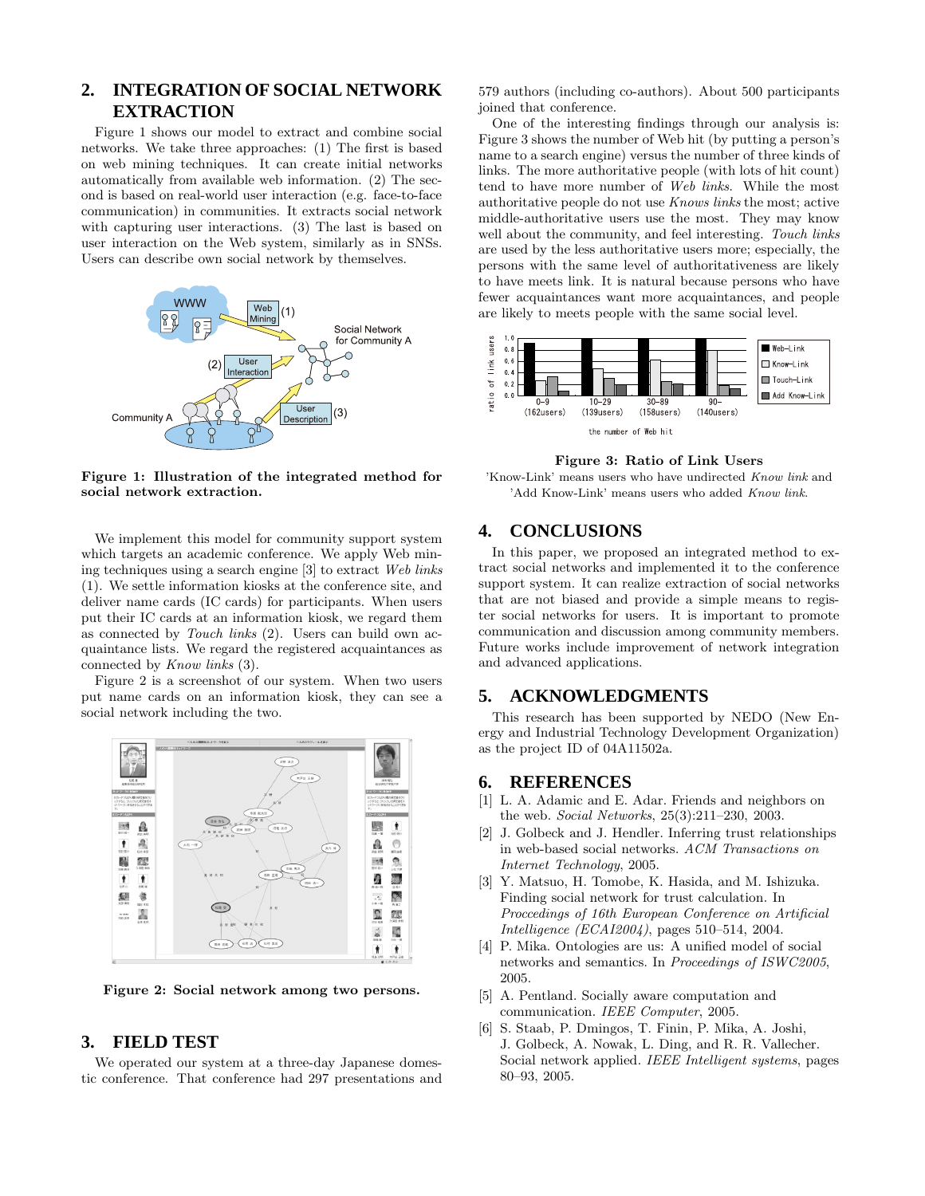## 2. INTEGRATION OF SOCIAL NETWORK EXTRACTION

Figure 1 shows our model to extract and combine social networks. We take three approaches: (1) The first is based on web mining techniques. It can create initial networks automatically from available web information. (2) The second is based on real-world user interaction (e.g. face-to-face communication) in communities. It extracts social network with capturing user interactions. (3) The last is based on user interaction on the Web system, similarly as in SNSs. Users can describe own social network by themselves.

WWW
Web Mining (1)
Social Network for Community A
(2) User Interaction
User Description (3)
Community A

**Figure 1: Illustration of the integrated method for social network extraction.**

We implement this model for community support system which targets an academic conference. We apply Web mining techniques using a search engine [3] to extract *Web links* (1). We settle information kiosks at the conference site, and deliver name cards (IC cards) for participants. When users put their IC cards at an information kiosk, we regard them as connected by *Touch links* (2). Users can build own acquaintance lists. We regard the registered acquaintances as connected by *Know links* (3).

Figure 2 is a screenshot of our system. When two users put name cards on an information kiosk, they can see a social network including the two.

**Figure 2: Social network among two persons.**

## 3. FIELD TEST

We operated our system at a three-day Japanese domestic conference. That conference had 297 presentations and 579 authors (including co-authors). About 500 participants joined that conference.

One of the interesting findings through our analysis is: Figure 3 shows the number of Web hit (by putting a person's name to a search engine) versus the number of three kinds of links. The more authoritative people (with lots of hit count) tend to have more number of *Web links*. While the most authoritative people do not use *Knows links* the most; active middle-authoritative users use the most. They may know well about the community, and feel interesting. *Touch links* are used by the less authoritative users more; especially, the persons with the same level of authoritativeness are likely to have meets link. It is natural because persons who have fewer acquaintances want more acquaintances, and people are likely to meets people with the same social level.

ratio of link users
1.0
0.8
0.6
0.4
0.2
0.0
0–9 (162users)
10–29 (139users)
30–89 (158users)
90– (140users)
the number of Web hit
Web–Link
Know–Link
Touch–Link
Add Know–Link

**Figure 3: Ratio of Link Users**

'Know-Link' means users who have undirected *Know link* and 'Add Know-Link' means users who added *Know link*.

## 4. CONCLUSIONS

In this paper, we proposed an integrated method to extract social networks and implemented it to the conference support system. It can realize extraction of social networks that are not biased and provide a simple means to register social networks for users. It is important to promote communication and discussion among community members. Future works include improvement of network integration and advanced applications.

## 5. ACKNOWLEDGMENTS

This research has been supported by NEDO (New Energy and Industrial Technology Development Organization) as the project ID of 04A11502a.

## 6. REFERENCES

[1] L. A. Adamic and E. Adar. Friends and neighbors on the web. *Social Networks*, 25(3):211–230, 2003.

[2] J. Golbeck and J. Hendler. Inferring trust relationships in web-based social networks. *ACM Transactions on Internet Technology*, 2005.

[3] Y. Matsuo, H. Tomobe, K. Hasida, and M. Ishizuka. Finding social network for trust calculation. In *Proccedings of 16th European Conference on Artificial Intelligence (ECAI2004)*, pages 510–514, 2004.

[4] P. Mika. Ontologies are us: A unified model of social networks and semantics. In *Proceedings of ISWC2005*, 2005.

[5] A. Pentland. Socially aware computation and communication. *IEEE Computer*, 2005.

[6] S. Staab, P. Dmingos, T. Finin, P. Mika, A. Joshi, J. Golbeck, A. Nowak, L. Ding, and R. R. Vallecher. Social network applied. *IEEE Intelligent systems*, pages 80–93, 2005.